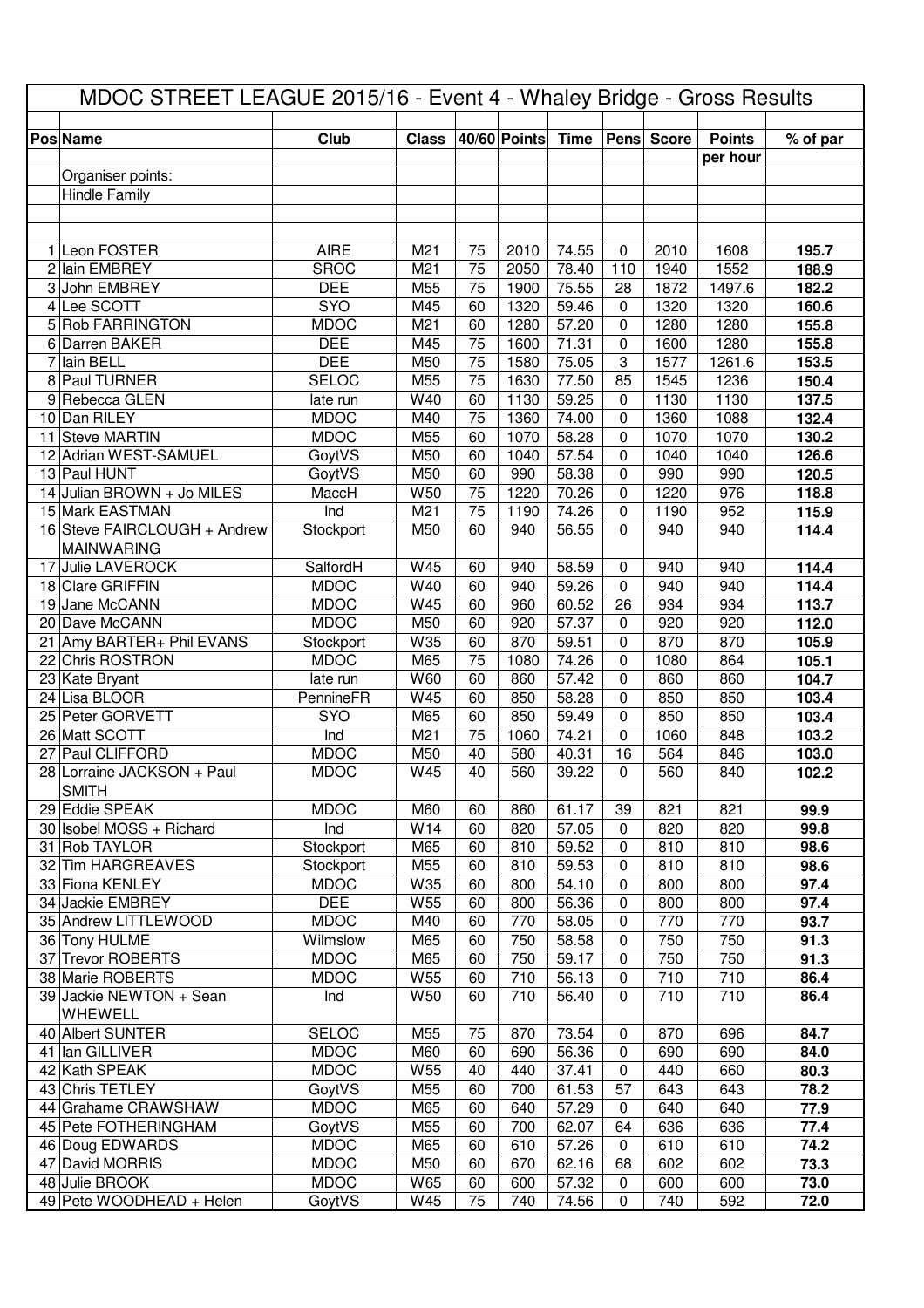# MDOC STREET LEAGUE 2015/16 - Event 4 - Whaley Bridge - Gross Results

| Pos | Name | Club | Class | 40/60 | Points | Time | Pens | Score | Points per hour | % of par |
|---|---|---|---|---|---|---|---|---|---|---|
| | Organiser points: | | | | | | | | | |
| | Hindle Family | | | | | | | | | |
| | | | | | | | | | | |
| | | | | | | | | | | |
| 1 | Leon FOSTER | AIRE | M21 | 75 | 2010 | 74.55 | 0 | 2010 | 1608 | **195.7** |
| 2 | Iain EMBREY | SROC | M21 | 75 | 2050 | 78.40 | 110 | 1940 | 1552 | **188.9** |
| 3 | John EMBREY | DEE | M55 | 75 | 1900 | 75.55 | 28 | 1872 | 1497.6 | **182.2** |
| 4 | Lee SCOTT | SYO | M45 | 60 | 1320 | 59.46 | 0 | 1320 | 1320 | **160.6** |
| 5 | Rob FARRINGTON | MDOC | M21 | 60 | 1280 | 57.20 | 0 | 1280 | 1280 | **155.8** |
| 6 | Darren BAKER | DEE | M45 | 75 | 1600 | 71.31 | 0 | 1600 | 1280 | **155.8** |
| 7 | Iain BELL | DEE | M50 | 75 | 1580 | 75.05 | 3 | 1577 | 1261.6 | **153.5** |
| 8 | Paul TURNER | SELOC | M55 | 75 | 1630 | 77.50 | 85 | 1545 | 1236 | **150.4** |
| 9 | Rebecca GLEN | late run | W40 | 60 | 1130 | 59.25 | 0 | 1130 | 1130 | **137.5** |
| 10 | Dan RILEY | MDOC | M40 | 75 | 1360 | 74.00 | 0 | 1360 | 1088 | **132.4** |
| 11 | Steve MARTIN | MDOC | M55 | 60 | 1070 | 58.28 | 0 | 1070 | 1070 | **130.2** |
| 12 | Adrian WEST-SAMUEL | GoytVS | M50 | 60 | 1040 | 57.54 | 0 | 1040 | 1040 | **126.6** |
| 13 | Paul HUNT | GoytVS | M50 | 60 | 990 | 58.38 | 0 | 990 | 990 | **120.5** |
| 14 | Julian BROWN + Jo MILES | MaccH | W50 | 75 | 1220 | 70.26 | 0 | 1220 | 976 | **118.8** |
| 15 | Mark EASTMAN | Ind | M21 | 75 | 1190 | 74.26 | 0 | 1190 | 952 | **115.9** |
| 16 | Steve FAIRCLOUGH + Andrew MAINWARING | Stockport | M50 | 60 | 940 | 56.55 | 0 | 940 | 940 | **114.4** |
| 17 | Julie LAVEROCK | SalfordH | W45 | 60 | 940 | 58.59 | 0 | 940 | 940 | **114.4** |
| 18 | Clare GRIFFIN | MDOC | W40 | 60 | 940 | 59.26 | 0 | 940 | 940 | **114.4** |
| 19 | Jane McCANN | MDOC | W45 | 60 | 960 | 60.52 | 26 | 934 | 934 | **113.7** |
| 20 | Dave McCANN | MDOC | M50 | 60 | 920 | 57.37 | 0 | 920 | 920 | **112.0** |
| 21 | Amy BARTER+ Phil EVANS | Stockport | W35 | 60 | 870 | 59.51 | 0 | 870 | 870 | **105.9** |
| 22 | Chris ROSTRON | MDOC | M65 | 75 | 1080 | 74.26 | 0 | 1080 | 864 | **105.1** |
| 23 | Kate Bryant | late run | W60 | 60 | 860 | 57.42 | 0 | 860 | 860 | **104.7** |
| 24 | Lisa BLOOR | PennineFR | W45 | 60 | 850 | 58.28 | 0 | 850 | 850 | **103.4** |
| 25 | Peter GORVETT | SYO | M65 | 60 | 850 | 59.49 | 0 | 850 | 850 | **103.4** |
| 26 | Matt SCOTT | Ind | M21 | 75 | 1060 | 74.21 | 0 | 1060 | 848 | **103.2** |
| 27 | Paul CLIFFORD | MDOC | M50 | 40 | 580 | 40.31 | 16 | 564 | 846 | **103.0** |
| 28 | Lorraine JACKSON + Paul SMITH | MDOC | W45 | 40 | 560 | 39.22 | 0 | 560 | 840 | **102.2** |
| 29 | Eddie SPEAK | MDOC | M60 | 60 | 860 | 61.17 | 39 | 821 | 821 | **99.9** |
| 30 | Isobel MOSS + Richard | Ind | W14 | 60 | 820 | 57.05 | 0 | 820 | 820 | **99.8** |
| 31 | Rob TAYLOR | Stockport | M65 | 60 | 810 | 59.52 | 0 | 810 | 810 | **98.6** |
| 32 | Tim HARGREAVES | Stockport | M55 | 60 | 810 | 59.53 | 0 | 810 | 810 | **98.6** |
| 33 | Fiona KENLEY | MDOC | W35 | 60 | 800 | 54.10 | 0 | 800 | 800 | **97.4** |
| 34 | Jackie EMBREY | DEE | W55 | 60 | 800 | 56.36 | 0 | 800 | 800 | **97.4** |
| 35 | Andrew LITTLEWOOD | MDOC | M40 | 60 | 770 | 58.05 | 0 | 770 | 770 | **93.7** |
| 36 | Tony HULME | Wilmslow | M65 | 60 | 750 | 58.58 | 0 | 750 | 750 | **91.3** |
| 37 | Trevor ROBERTS | MDOC | M65 | 60 | 750 | 59.17 | 0 | 750 | 750 | **91.3** |
| 38 | Marie ROBERTS | MDOC | W55 | 60 | 710 | 56.13 | 0 | 710 | 710 | **86.4** |
| 39 | Jackie NEWTON + Sean WHEWELL | Ind | W50 | 60 | 710 | 56.40 | 0 | 710 | 710 | **86.4** |
| 40 | Albert SUNTER | SELOC | M55 | 75 | 870 | 73.54 | 0 | 870 | 696 | **84.7** |
| 41 | Ian GILLIVER | MDOC | M60 | 60 | 690 | 56.36 | 0 | 690 | 690 | **84.0** |
| 42 | Kath SPEAK | MDOC | W55 | 40 | 440 | 37.41 | 0 | 440 | 660 | **80.3** |
| 43 | Chris TETLEY | GoytVS | M55 | 60 | 700 | 61.53 | 57 | 643 | 643 | **78.2** |
| 44 | Grahame CRAWSHAW | MDOC | M65 | 60 | 640 | 57.29 | 0 | 640 | 640 | **77.9** |
| 45 | Pete FOTHERINGHAM | GoytVS | M55 | 60 | 700 | 62.07 | 64 | 636 | 636 | **77.4** |
| 46 | Doug EDWARDS | MDOC | M65 | 60 | 610 | 57.26 | 0 | 610 | 610 | **74.2** |
| 47 | David MORRIS | MDOC | M50 | 60 | 670 | 62.16 | 68 | 602 | 602 | **73.3** |
| 48 | Julie BROOK | MDOC | W65 | 60 | 600 | 57.32 | 0 | 600 | 600 | **73.0** |
| 49 | Pete WOODHEAD + Helen | GoytVS | W45 | 75 | 740 | 74.56 | 0 | 740 | 592 | **72.0** |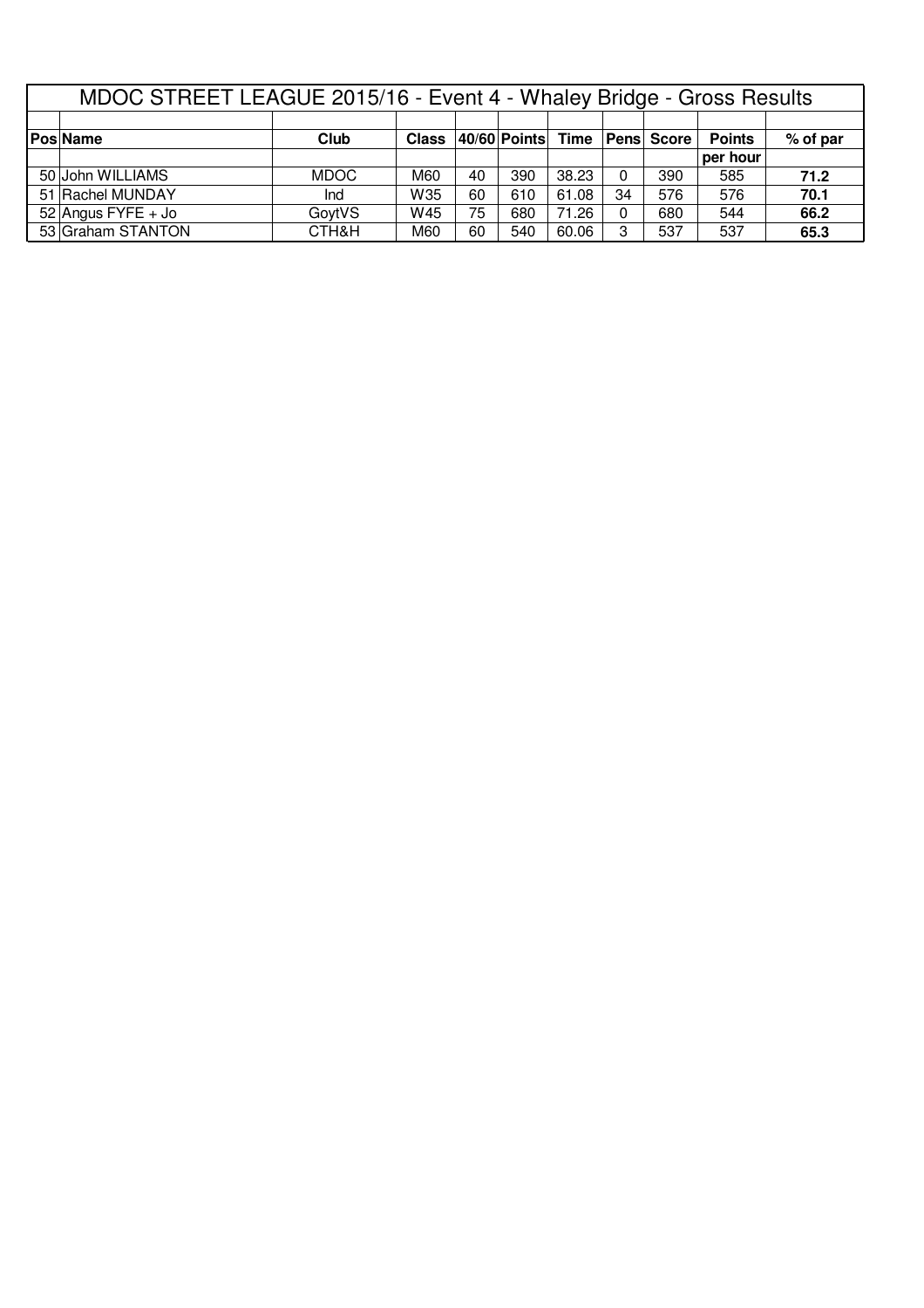# MDOC STREET LEAGUE 2015/16 - Event 4 - Whaley Bridge - Gross Results

| Pos | Name | Club | Class | 40/60 | Points | Time | Pens | Score | Points per hour | % of par |
|---|---|---|---|---|---|---|---|---|---|---|
| 50 | John WILLIAMS | MDOC | M60 | 40 | 390 | 38.23 | 0 | 390 | 585 | **71.2** |
| 51 | Rachel MUNDAY | Ind | W35 | 60 | 610 | 61.08 | 34 | 576 | 576 | **70.1** |
| 52 | Angus FYFE + Jo | GoytVS | W45 | 75 | 680 | 71.26 | 0 | 680 | 544 | **66.2** |
| 53 | Graham STANTON | CTH&H | M60 | 60 | 540 | 60.06 | 3 | 537 | 537 | **65.3** |